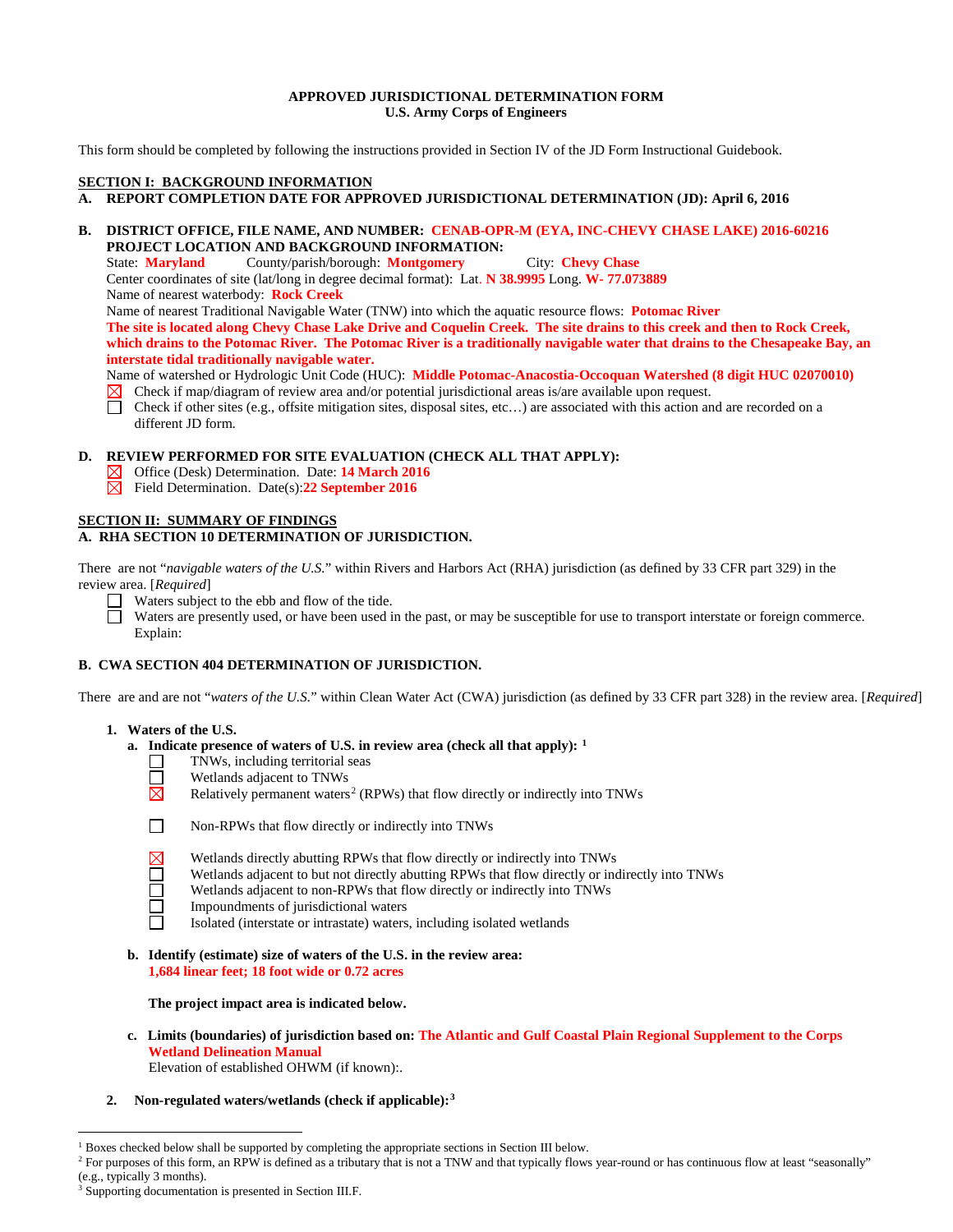**APPROVED JURISDICTIONAL DETERMINATION FORM**
**U.S. Army Corps of Engineers**

This form should be completed by following the instructions provided in Section IV of the JD Form Instructional Guidebook.

**SECTION I: BACKGROUND INFORMATION**

**A. REPORT COMPLETION DATE FOR APPROVED JURISDICTIONAL DETERMINATION (JD): April 6, 2016**

**B. DISTRICT OFFICE, FILE NAME, AND NUMBER: CENAB-OPR-M (EYA, INC-CHEVY CHASE LAKE) 2016-60216**

**PROJECT LOCATION AND BACKGROUND INFORMATION:**

State: **Maryland** County/parish/borough: **Montgomery** City: **Chevy Chase**

Center coordinates of site (lat/long in degree decimal format): Lat. **N 38.9995** Long. **W- 77.073889**

Name of nearest waterbody: **Rock Creek**

Name of nearest Traditional Navigable Water (TNW) into which the aquatic resource flows: **Potomac River**

**The site is located along Chevy Chase Lake Drive and Coquelin Creek. The site drains to this creek and then to Rock Creek, which drains to the Potomac River. The Potomac River is a traditionally navigable water that drains to the Chesapeake Bay, an interstate tidal traditionally navigable water.**

Name of watershed or Hydrologic Unit Code (HUC): **Middle Potomac-Anacostia-Occoquan Watershed (8 digit HUC 02070010)**

- ☒ Check if map/diagram of review area and/or potential jurisdictional areas is/are available upon request.
- ☐ Check if other sites (e.g., offsite mitigation sites, disposal sites, etc…) are associated with this action and are recorded on a different JD form.

**D. REVIEW PERFORMED FOR SITE EVALUATION (CHECK ALL THAT APPLY):**

- ☒ Office (Desk) Determination. Date: **14 March 2016**
- ☒ Field Determination. Date(s): **22 September 2016**

**SECTION II: SUMMARY OF FINDINGS**

**A. RHA SECTION 10 DETERMINATION OF JURISDICTION.**

There are not "*navigable waters of the U.S.*" within Rivers and Harbors Act (RHA) jurisdiction (as defined by 33 CFR part 329) in the review area. [*Required*]

- ☐ Waters subject to the ebb and flow of the tide.
- ☐ Waters are presently used, or have been used in the past, or may be susceptible for use to transport interstate or foreign commerce. Explain:

**B. CWA SECTION 404 DETERMINATION OF JURISDICTION.**

There are and are not "*waters of the U.S.*" within Clean Water Act (CWA) jurisdiction (as defined by 33 CFR part 328) in the review area. [*Required*]

1. **Waters of the U.S.**

   a. **Indicate presence of waters of U.S. in review area (check all that apply):** [1]

   - ☐ TNWs, including territorial seas
   - ☐ Wetlands adjacent to TNWs
   - ☒ Relatively permanent waters[2] (RPWs) that flow directly or indirectly into TNWs
   - ☐ Non-RPWs that flow directly or indirectly into TNWs
   - ☒ Wetlands directly abutting RPWs that flow directly or indirectly into TNWs
   - ☐ Wetlands adjacent to but not directly abutting RPWs that flow directly or indirectly into TNWs
   - ☐ Wetlands adjacent to non-RPWs that flow directly or indirectly into TNWs
   - ☐ Impoundments of jurisdictional waters
   - ☐ Isolated (interstate or intrastate) waters, including isolated wetlands

   b. **Identify (estimate) size of waters of the U.S. in the review area:**
   **1,684 linear feet; 18 foot wide or 0.72 acres**

   **The project impact area is indicated below.**

   c. **Limits (boundaries) of jurisdiction based on: The Atlantic and Gulf Coastal Plain Regional Supplement to the Corps Wetland Delineation Manual**
   Elevation of established OHWM (if known):.

2. **Non-regulated waters/wetlands (check if applicable):**[3]

---

[1] Boxes checked below shall be supported by completing the appropriate sections in Section III below.

[2] For purposes of this form, an RPW is defined as a tributary that is not a TNW and that typically flows year-round or has continuous flow at least "seasonally" (e.g., typically 3 months).

[3] Supporting documentation is presented in Section III.F.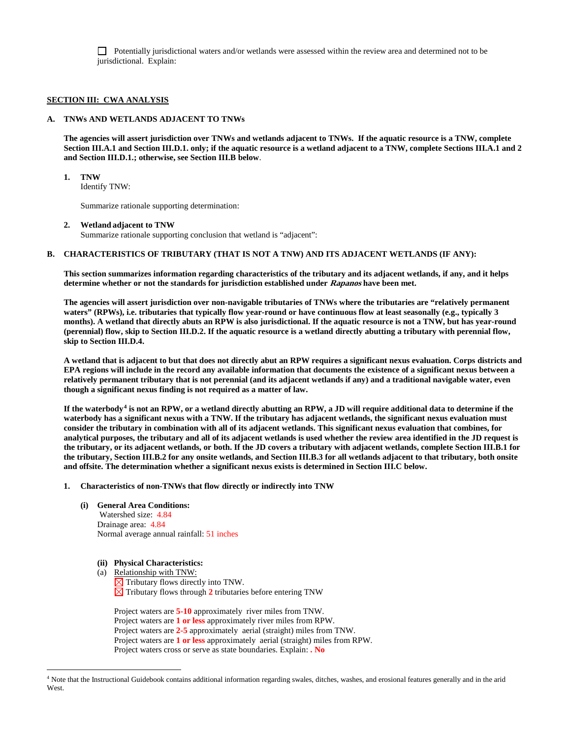☐ Potentially jurisdictional waters and/or wetlands were assessed within the review area and determined not to be jurisdictional. Explain:

## SECTION III: CWA ANALYSIS

### A. TNWs AND WETLANDS ADJACENT TO TNWs

**The agencies will assert jurisdiction over TNWs and wetlands adjacent to TNWs. If the aquatic resource is a TNW, complete Section III.A.1 and Section III.D.1. only; if the aquatic resource is a wetland adjacent to a TNW, complete Sections III.A.1 and 2 and Section III.D.1.; otherwise, see Section III.B below.**

**1. TNW**
Identify TNW:

Summarize rationale supporting determination:

**2. Wetland adjacent to TNW**
Summarize rationale supporting conclusion that wetland is "adjacent":

### B. CHARACTERISTICS OF TRIBUTARY (THAT IS NOT A TNW) AND ITS ADJACENT WETLANDS (IF ANY):

**This section summarizes information regarding characteristics of the tributary and its adjacent wetlands, if any, and it helps determine whether or not the standards for jurisdiction established under *Rapanos* have been met.**

**The agencies will assert jurisdiction over non-navigable tributaries of TNWs where the tributaries are "relatively permanent waters" (RPWs), i.e. tributaries that typically flow year-round or have continuous flow at least seasonally (e.g., typically 3 months). A wetland that directly abuts an RPW is also jurisdictional. If the aquatic resource is not a TNW, but has year-round (perennial) flow, skip to Section III.D.2. If the aquatic resource is a wetland directly abutting a tributary with perennial flow, skip to Section III.D.4.**

**A wetland that is adjacent to but that does not directly abut an RPW requires a significant nexus evaluation. Corps districts and EPA regions will include in the record any available information that documents the existence of a significant nexus between a relatively permanent tributary that is not perennial (and its adjacent wetlands if any) and a traditional navigable water, even though a significant nexus finding is not required as a matter of law.**

**If the waterbody[4] is not an RPW, or a wetland directly abutting an RPW, a JD will require additional data to determine if the waterbody has a significant nexus with a TNW. If the tributary has adjacent wetlands, the significant nexus evaluation must consider the tributary in combination with all of its adjacent wetlands. This significant nexus evaluation that combines, for analytical purposes, the tributary and all of its adjacent wetlands is used whether the review area identified in the JD request is the tributary, or its adjacent wetlands, or both. If the JD covers a tributary with adjacent wetlands, complete Section III.B.1 for the tributary, Section III.B.2 for any onsite wetlands, and Section III.B.3 for all wetlands adjacent to that tributary, both onsite and offsite. The determination whether a significant nexus exists is determined in Section III.C below.**

**1. Characteristics of non-TNWs that flow directly or indirectly into TNW**

**(i) General Area Conditions:**
Watershed size: 4.84
Drainage area: 4.84
Normal average annual rainfall: 51 inches

**(ii) Physical Characteristics:**
(a) Relationship with TNW:
☒ Tributary flows directly into TNW.
☒ Tributary flows through **2** tributaries before entering TNW

Project waters are **5-10** approximately river miles from TNW.
Project waters are **1 or less** approximately river miles from RPW.
Project waters are **2-5** approximately aerial (straight) miles from TNW.
Project waters are **1 or less** approximately aerial (straight) miles from RPW.
Project waters cross or serve as state boundaries. Explain: **. No**

---

[4] Note that the Instructional Guidebook contains additional information regarding swales, ditches, washes, and erosional features generally and in the arid West.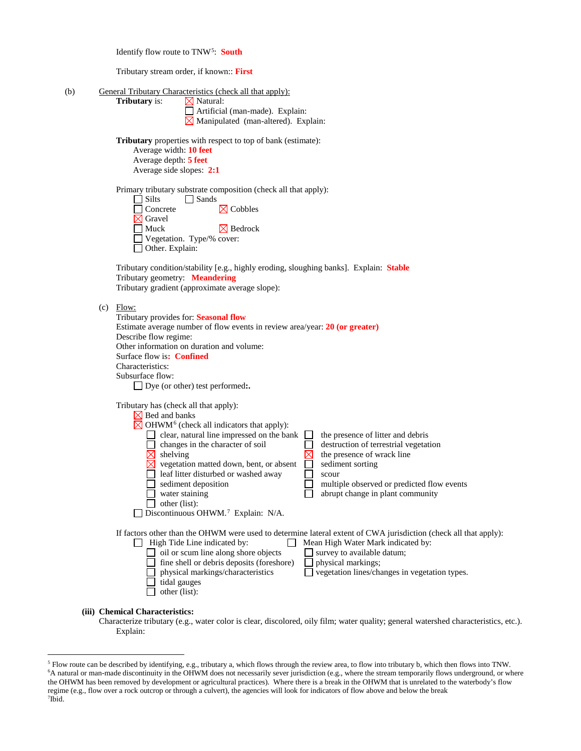Identify flow route to TNW[5]: **South**

Tributary stream order, if known:: **First**

(b) General Tributary Characteristics (check all that apply):

**Tributary** is:
- ☒ Natural:
- ☐ Artificial (man-made). Explain:
- ☒ Manipulated (man-altered). Explain:

**Tributary** properties with respect to top of bank (estimate):
- Average width: **10 feet**
- Average depth: **5 feet**
- Average side slopes: **2:1**

Primary tributary substrate composition (check all that apply):
- ☐ Silts
- ☐ Sands
- ☐ Concrete
- ☒ Cobbles
- ☒ Gravel
- ☐ Muck
- ☒ Bedrock
- ☐ Vegetation. Type/% cover:
- ☐ Other. Explain:

Tributary condition/stability [e.g., highly eroding, sloughing banks]. Explain: **Stable**
Tributary geometry: **Meandering**
Tributary gradient (approximate average slope):

(c) Flow:

Tributary provides for: **Seasonal flow**
Estimate average number of flow events in review area/year: **20 (or greater)**
Describe flow regime:
Other information on duration and volume:
Surface flow is: **Confined**
Characteristics:
Subsurface flow:
- ☐ Dye (or other) test performed:.

Tributary has (check all that apply):
- ☒ Bed and banks
- ☒ OHWM[6] (check all indicators that apply):
  - ☐ clear, natural line impressed on the bank
  - ☐ changes in the character of soil
  - ☒ shelving
  - ☒ vegetation matted down, bent, or absent
  - ☐ leaf litter disturbed or washed away
  - ☐ sediment deposition
  - ☐ water staining
  - ☐ other (list):
  - ☐ the presence of litter and debris
  - ☐ destruction of terrestrial vegetation
  - ☒ the presence of wrack line
  - ☐ sediment sorting
  - ☐ scour
  - ☐ multiple observed or predicted flow events
  - ☐ abrupt change in plant community
- ☐ Discontinuous OHWM.[7] Explain: N/A.

If factors other than the OHWM were used to determine lateral extent of CWA jurisdiction (check all that apply):
- ☐ High Tide Line indicated by:
  - ☐ oil or scum line along shore objects
  - ☐ fine shell or debris deposits (foreshore)
  - ☐ physical markings/characteristics
  - ☐ tidal gauges
  - ☐ other (list):
- ☐ Mean High Water Mark indicated by:
  - ☐ survey to available datum;
  - ☐ physical markings;
  - ☐ vegetation lines/changes in vegetation types.

**(iii) Chemical Characteristics:**

Characterize tributary (e.g., water color is clear, discolored, oily film; water quality; general watershed characteristics, etc.).
Explain:

---

[5] Flow route can be described by identifying, e.g., tributary a, which flows through the review area, to flow into tributary b, which then flows into TNW.

[6] A natural or man-made discontinuity in the OHWM does not necessarily sever jurisdiction (e.g., where the stream temporarily flows underground, or where the OHWM has been removed by development or agricultural practices). Where there is a break in the OHWM that is unrelated to the waterbody's flow regime (e.g., flow over a rock outcrop or through a culvert), the agencies will look for indicators of flow above and below the break

[7] Ibid.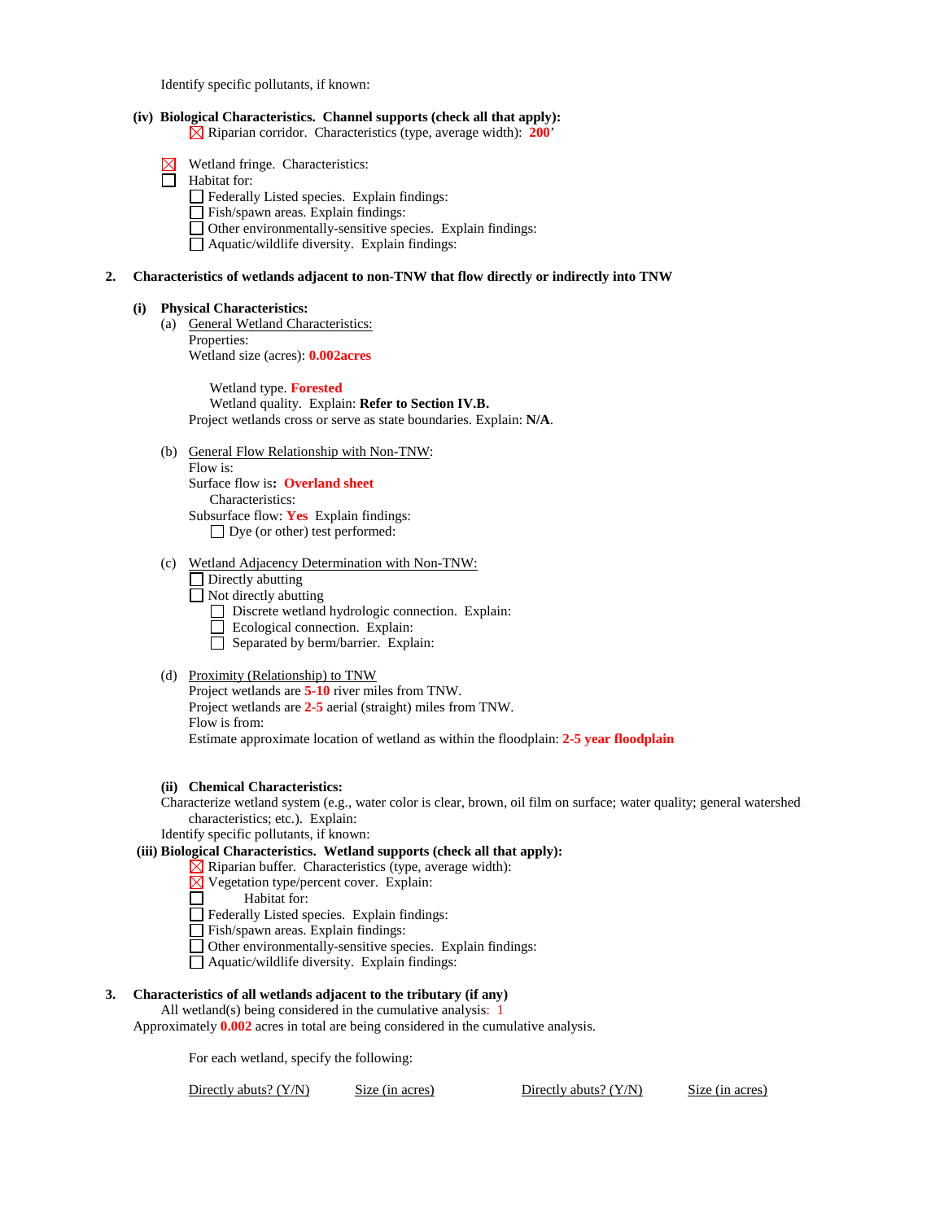Identify specific pollutants, if known:

**(iv) Biological Characteristics. Channel supports (check all that apply):**

☒ Riparian corridor. Characteristics (type, average width): **200**'

☒ Wetland fringe. Characteristics:

☐ Habitat for:

- ☐ Federally Listed species. Explain findings:
- ☐ Fish/spawn areas. Explain findings:
- ☐ Other environmentally-sensitive species. Explain findings:
- ☐ Aquatic/wildlife diversity. Explain findings:

**2. Characteristics of wetlands adjacent to non-TNW that flow directly or indirectly into TNW**

**(i) Physical Characteristics:**

(a) General Wetland Characteristics:

Properties:

Wetland size (acres): **0.002acres**

Wetland type. **Forested**

Wetland quality. Explain: **Refer to Section IV.B.**

Project wetlands cross or serve as state boundaries. Explain: **N/A**.

(b) General Flow Relationship with Non-TNW:

Flow is:

Surface flow is**: Overland sheet**

Characteristics:

Subsurface flow: **Yes** Explain findings:

☐ Dye (or other) test performed:

(c) Wetland Adjacency Determination with Non-TNW:

☐ Directly abutting

☐ Not directly abutting

- ☐ Discrete wetland hydrologic connection. Explain:
- ☐ Ecological connection. Explain:
- ☐ Separated by berm/barrier. Explain:

(d) Proximity (Relationship) to TNW

Project wetlands are **5-10** river miles from TNW.

Project wetlands are **2-5** aerial (straight) miles from TNW.

Flow is from:

Estimate approximate location of wetland as within the floodplain: **2-5 year floodplain**

**(ii) Chemical Characteristics:**

Characterize wetland system (e.g., water color is clear, brown, oil film on surface; water quality; general watershed characteristics; etc.). Explain:

Identify specific pollutants, if known:

**(iii) Biological Characteristics. Wetland supports (check all that apply):**

☒ Riparian buffer. Characteristics (type, average width):

☒ Vegetation type/percent cover. Explain:

☐ Habitat for:

- ☐ Federally Listed species. Explain findings:
- ☐ Fish/spawn areas. Explain findings:
- ☐ Other environmentally-sensitive species. Explain findings:
- ☐ Aquatic/wildlife diversity. Explain findings:

**3. Characteristics of all wetlands adjacent to the tributary (if any)**

All wetland(s) being considered in the cumulative analysis: 1

Approximately **0.002** acres in total are being considered in the cumulative analysis.

For each wetland, specify the following:

| Directly abuts? (Y/N) | Size (in acres) | Directly abuts? (Y/N) | Size (in acres) |
| --- | --- | --- | --- |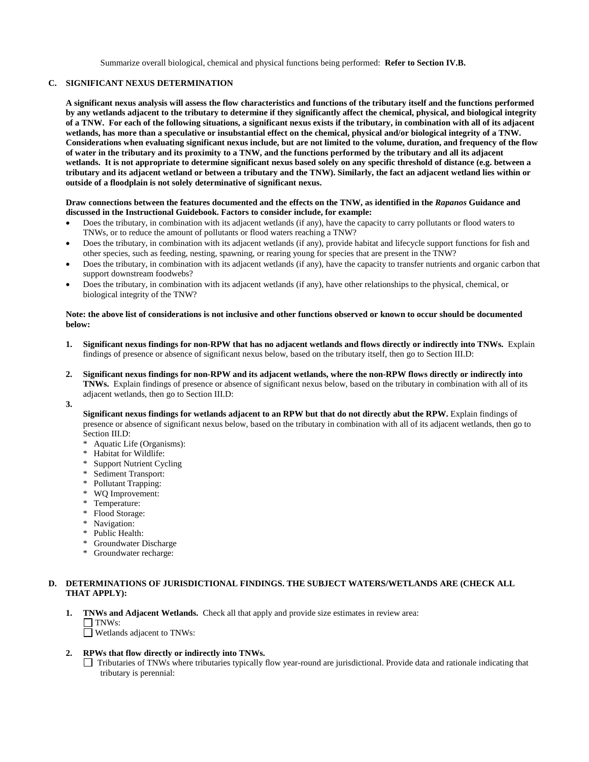Summarize overall biological, chemical and physical functions being performed: **Refer to Section IV.B.**

## C. SIGNIFICANT NEXUS DETERMINATION

**A significant nexus analysis will assess the flow characteristics and functions of the tributary itself and the functions performed by any wetlands adjacent to the tributary to determine if they significantly affect the chemical, physical, and biological integrity of a TNW. For each of the following situations, a significant nexus exists if the tributary, in combination with all of its adjacent wetlands, has more than a speculative or insubstantial effect on the chemical, physical and/or biological integrity of a TNW. Considerations when evaluating significant nexus include, but are not limited to the volume, duration, and frequency of the flow of water in the tributary and its proximity to a TNW, and the functions performed by the tributary and all its adjacent wetlands. It is not appropriate to determine significant nexus based solely on any specific threshold of distance (e.g. between a tributary and its adjacent wetland or between a tributary and the TNW). Similarly, the fact an adjacent wetland lies within or outside of a floodplain is not solely determinative of significant nexus.**

**Draw connections between the features documented and the effects on the TNW, as identified in the *Rapanos* Guidance and discussed in the Instructional Guidebook. Factors to consider include, for example:**

- Does the tributary, in combination with its adjacent wetlands (if any), have the capacity to carry pollutants or flood waters to TNWs, or to reduce the amount of pollutants or flood waters reaching a TNW?
- Does the tributary, in combination with its adjacent wetlands (if any), provide habitat and lifecycle support functions for fish and other species, such as feeding, nesting, spawning, or rearing young for species that are present in the TNW?
- Does the tributary, in combination with its adjacent wetlands (if any), have the capacity to transfer nutrients and organic carbon that support downstream foodwebs?
- Does the tributary, in combination with its adjacent wetlands (if any), have other relationships to the physical, chemical, or biological integrity of the TNW?

**Note: the above list of considerations is not inclusive and other functions observed or known to occur should be documented below:**

1. **Significant nexus findings for non-RPW that has no adjacent wetlands and flows directly or indirectly into TNWs.** Explain findings of presence or absence of significant nexus below, based on the tributary itself, then go to Section III.D:

2. **Significant nexus findings for non-RPW and its adjacent wetlands, where the non-RPW flows directly or indirectly into TNWs.** Explain findings of presence or absence of significant nexus below, based on the tributary in combination with all of its adjacent wetlands, then go to Section III.D:

3. **Significant nexus findings for wetlands adjacent to an RPW but that do not directly abut the RPW.** Explain findings of presence or absence of significant nexus below, based on the tributary in combination with all of its adjacent wetlands, then go to Section III.D:
   * Aquatic Life (Organisms):
   * Habitat for Wildlife:
   * Support Nutrient Cycling
   * Sediment Transport:
   * Pollutant Trapping:
   * WQ Improvement:
   * Temperature:
   * Flood Storage:
   * Navigation:
   * Public Health:
   * Groundwater Discharge
   * Groundwater recharge:

## D. DETERMINATIONS OF JURISDICTIONAL FINDINGS. THE SUBJECT WATERS/WETLANDS ARE (CHECK ALL THAT APPLY):

1. **TNWs and Adjacent Wetlands.** Check all that apply and provide size estimates in review area:
   ☐ TNWs:
   ☐ Wetlands adjacent to TNWs:

2. **RPWs that flow directly or indirectly into TNWs.**
   ☐ Tributaries of TNWs where tributaries typically flow year-round are jurisdictional. Provide data and rationale indicating that tributary is perennial: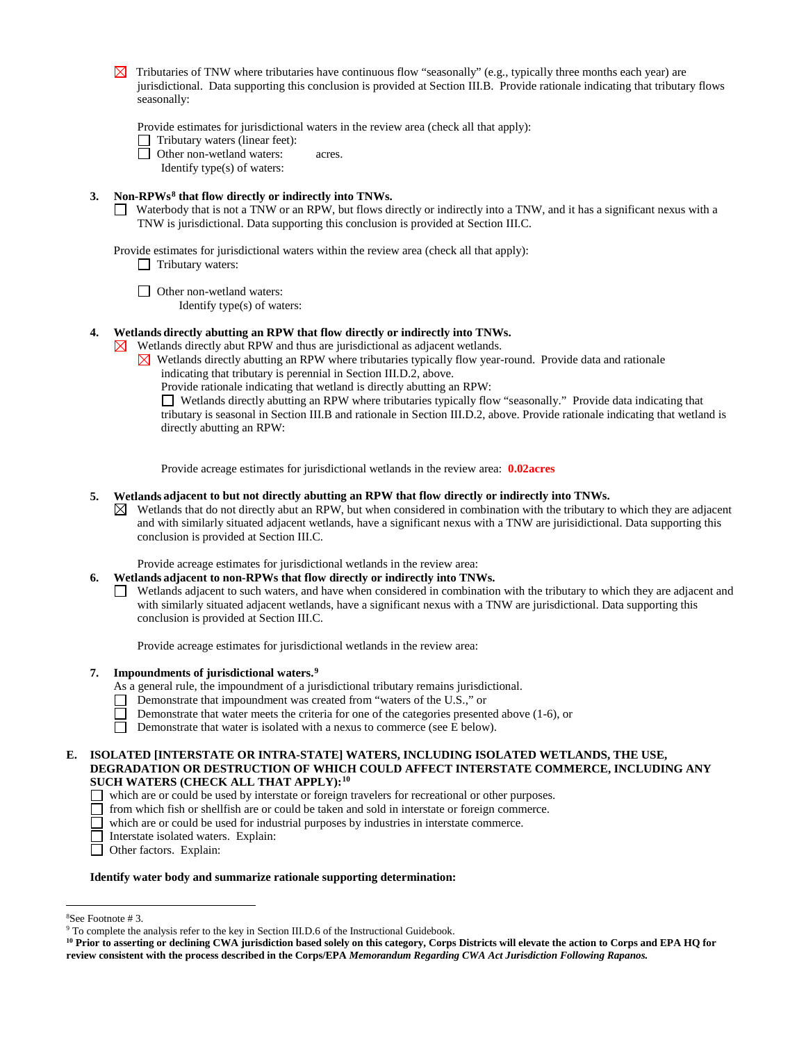☒ Tributaries of TNW where tributaries have continuous flow "seasonally" (e.g., typically three months each year) are jurisdictional. Data supporting this conclusion is provided at Section III.B. Provide rationale indicating that tributary flows seasonally:

Provide estimates for jurisdictional waters in the review area (check all that apply):
☐ Tributary waters (linear feet):
☐ Other non-wetland waters: acres.
Identify type(s) of waters:

**3. Non-RPWs[8] that flow directly or indirectly into TNWs.**

☐ Waterbody that is not a TNW or an RPW, but flows directly or indirectly into a TNW, and it has a significant nexus with a TNW is jurisdictional. Data supporting this conclusion is provided at Section III.C.

Provide estimates for jurisdictional waters within the review area (check all that apply):
☐ Tributary waters:

☐ Other non-wetland waters:
Identify type(s) of waters:

**4. Wetlands directly abutting an RPW that flow directly or indirectly into TNWs.**

☒ Wetlands directly abut RPW and thus are jurisdictional as adjacent wetlands.
☒ Wetlands directly abutting an RPW where tributaries typically flow year-round. Provide data and rationale indicating that tributary is perennial in Section III.D.2, above.
Provide rationale indicating that wetland is directly abutting an RPW:
☐ Wetlands directly abutting an RPW where tributaries typically flow "seasonally." Provide data indicating that tributary is seasonal in Section III.B and rationale in Section III.D.2, above. Provide rationale indicating that wetland is directly abutting an RPW:

Provide acreage estimates for jurisdictional wetlands in the review area: **0.02acres**

**5. Wetlands adjacent to but not directly abutting an RPW that flow directly or indirectly into TNWs.**

☒ Wetlands that do not directly abut an RPW, but when considered in combination with the tributary to which they are adjacent and with similarly situated adjacent wetlands, have a significant nexus with a TNW are jurisidictional. Data supporting this conclusion is provided at Section III.C.

Provide acreage estimates for jurisdictional wetlands in the review area:

**6. Wetlands adjacent to non-RPWs that flow directly or indirectly into TNWs.**

☐ Wetlands adjacent to such waters, and have when considered in combination with the tributary to which they are adjacent and with similarly situated adjacent wetlands, have a significant nexus with a TNW are jurisdictional. Data supporting this conclusion is provided at Section III.C.

Provide acreage estimates for jurisdictional wetlands in the review area:

**7. Impoundments of jurisdictional waters.[9]**

As a general rule, the impoundment of a jurisdictional tributary remains jurisdictional.
☐ Demonstrate that impoundment was created from "waters of the U.S.," or
☐ Demonstrate that water meets the criteria for one of the categories presented above (1-6), or
☐ Demonstrate that water is isolated with a nexus to commerce (see E below).

**E. ISOLATED [INTERSTATE OR INTRA-STATE] WATERS, INCLUDING ISOLATED WETLANDS, THE USE, DEGRADATION OR DESTRUCTION OF WHICH COULD AFFECT INTERSTATE COMMERCE, INCLUDING ANY SUCH WATERS (CHECK ALL THAT APPLY):[10]**

☐ which are or could be used by interstate or foreign travelers for recreational or other purposes.
☐ from which fish or shellfish are or could be taken and sold in interstate or foreign commerce.
☐ which are or could be used for industrial purposes by industries in interstate commerce.
☐ Interstate isolated waters. Explain:
☐ Other factors. Explain:

**Identify water body and summarize rationale supporting determination:**

---

[8] See Footnote # 3.
[9] To complete the analysis refer to the key in Section III.D.6 of the Instructional Guidebook.
[10] **Prior to asserting or declining CWA jurisdiction based solely on this category, Corps Districts will elevate the action to Corps and EPA HQ for review consistent with the process described in the Corps/EPA *Memorandum Regarding CWA Act Jurisdiction Following Rapanos.***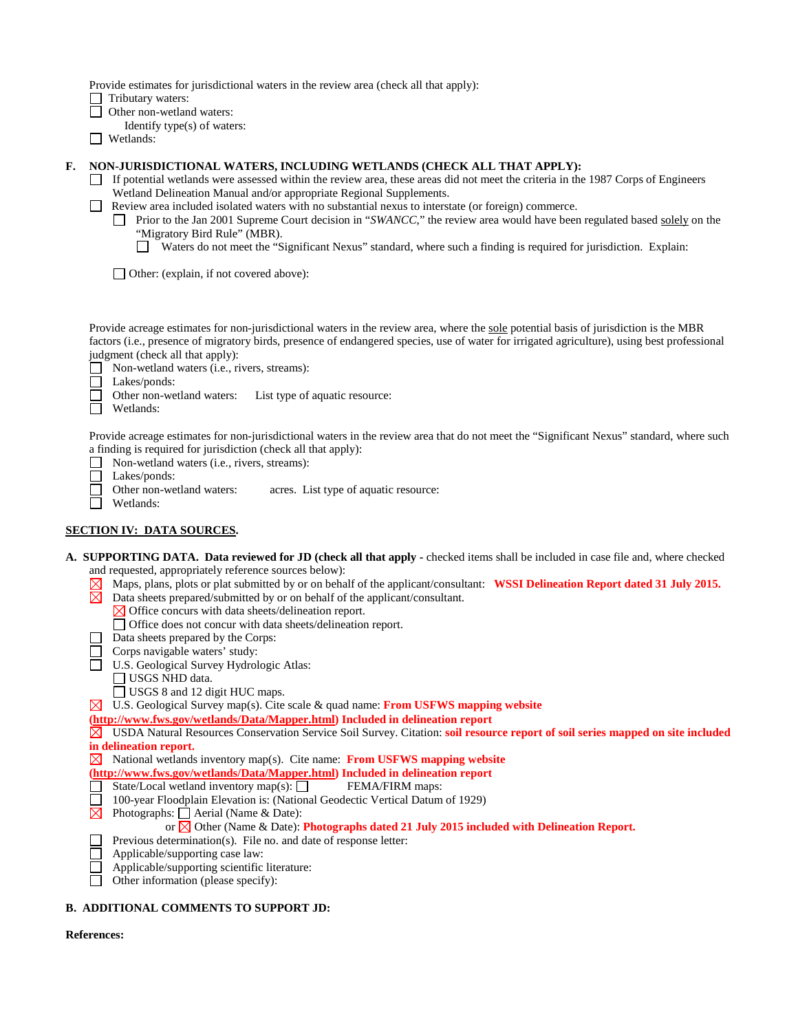Provide estimates for jurisdictional waters in the review area (check all that apply):

☐ Tributary waters:

☐ Other non-wetland waters:

Identify type(s) of waters:

☐ Wetlands:

**F. NON-JURISDICTIONAL WATERS, INCLUDING WETLANDS (CHECK ALL THAT APPLY):**

☐ If potential wetlands were assessed within the review area, these areas did not meet the criteria in the 1987 Corps of Engineers Wetland Delineation Manual and/or appropriate Regional Supplements.

☐ Review area included isolated waters with no substantial nexus to interstate (or foreign) commerce.

☐ Prior to the Jan 2001 Supreme Court decision in "*SWANCC*," the review area would have been regulated based solely on the "Migratory Bird Rule" (MBR).

☐ Waters do not meet the "Significant Nexus" standard, where such a finding is required for jurisdiction. Explain:

☐ Other: (explain, if not covered above):

Provide acreage estimates for non-jurisdictional waters in the review area, where the sole potential basis of jurisdiction is the MBR factors (i.e., presence of migratory birds, presence of endangered species, use of water for irrigated agriculture), using best professional judgment (check all that apply):

☐ Non-wetland waters (i.e., rivers, streams):

☐ Lakes/ponds:

☐ Other non-wetland waters: List type of aquatic resource:

☐ Wetlands:

Provide acreage estimates for non-jurisdictional waters in the review area that do not meet the "Significant Nexus" standard, where such a finding is required for jurisdiction (check all that apply):

☐ Non-wetland waters (i.e., rivers, streams):

☐ Lakes/ponds:

☐ Other non-wetland waters: acres. List type of aquatic resource:

☐ Wetlands:

## SECTION IV: DATA SOURCES.

**A. SUPPORTING DATA. Data reviewed for JD (check all that apply** - checked items shall be included in case file and, where checked and requested, appropriately reference sources below):

☒ Maps, plans, plots or plat submitted by or on behalf of the applicant/consultant: **WSSI Delineation Report dated 31 July 2015.**

☒ Data sheets prepared/submitted by or on behalf of the applicant/consultant.

☒ Office concurs with data sheets/delineation report.

☐ Office does not concur with data sheets/delineation report.

☐ Data sheets prepared by the Corps:

☐ Corps navigable waters' study:

☐ U.S. Geological Survey Hydrologic Atlas:

☐ USGS NHD data.

☐ USGS 8 and 12 digit HUC maps.

☒ U.S. Geological Survey map(s). Cite scale & quad name: **From USFWS mapping website (http://www.fws.gov/wetlands/Data/Mapper.html) Included in delineation report**

☒ USDA Natural Resources Conservation Service Soil Survey. Citation: **soil resource report of soil series mapped on site included in delineation report.**

☒ National wetlands inventory map(s). Cite name: **From USFWS mapping website (http://www.fws.gov/wetlands/Data/Mapper.html) Included in delineation report**

☐ State/Local wetland inventory map(s): ☐ FEMA/FIRM maps:

☐ 100-year Floodplain Elevation is: (National Geodectic Vertical Datum of 1929)

☒ Photographs: ☐ Aerial (Name & Date):

or ☒ Other (Name & Date): **Photographs dated 21 July 2015 included with Delineation Report.**

☐ Previous determination(s). File no. and date of response letter:

☐ Applicable/supporting case law:

☐ Applicable/supporting scientific literature:

☐ Other information (please specify):

**B. ADDITIONAL COMMENTS TO SUPPORT JD:**

**References:**